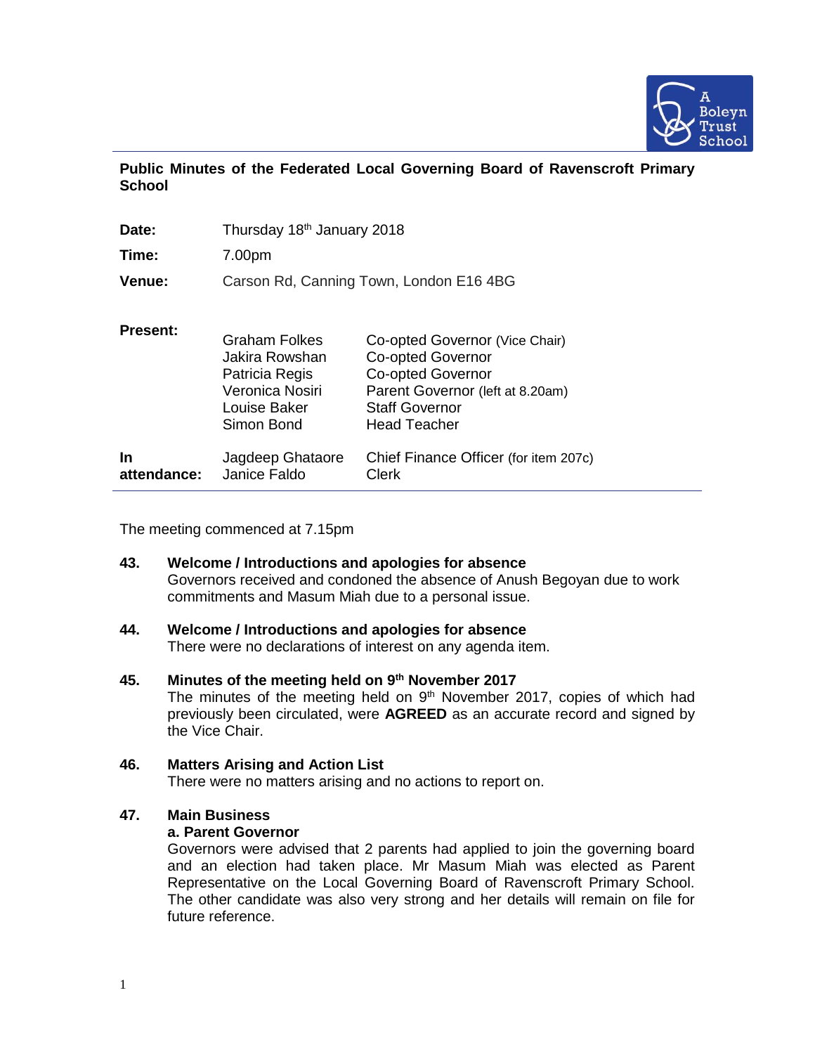A Boleyn Trust School

**Public Minutes of the Federated Local Governing Board of Ravenscroft Primary School**

| | | |
|---|---|---|
| **Date:** | Thursday 18th January 2018 | |
| **Time:** | 7.00pm | |
| **Venue:** | Carson Rd, Canning Town, London E16 4BG | |
| **Present:** | Graham Folkes | Co-opted Governor (Vice Chair) |
| | Jakira Rowshan | Co-opted Governor |
| | Patricia Regis | Co-opted Governor |
| | Veronica Nosiri | Parent Governor (left at 8.20am) |
| | Louise Baker | Staff Governor |
| | Simon Bond | Head Teacher |
| **In attendance:** | Jagdeep Ghataore | Chief Finance Officer (for item 207c) |
| | Janice Faldo | Clerk |

The meeting commenced at 7.15pm

**43. Welcome / Introductions and apologies for absence**

Governors received and condoned the absence of Anush Begoyan due to work commitments and Masum Miah due to a personal issue.

**44. Welcome / Introductions and apologies for absence**

There were no declarations of interest on any agenda item.

**45. Minutes of the meeting held on 9th November 2017**

The minutes of the meeting held on 9th November 2017, copies of which had previously been circulated, were **AGREED** as an accurate record and signed by the Vice Chair.

**46. Matters Arising and Action List**

There were no matters arising and no actions to report on.

**47. Main Business**

**a. Parent Governor**

Governors were advised that 2 parents had applied to join the governing board and an election had taken place. Mr Masum Miah was elected as Parent Representative on the Local Governing Board of Ravenscroft Primary School. The other candidate was also very strong and her details will remain on file for future reference.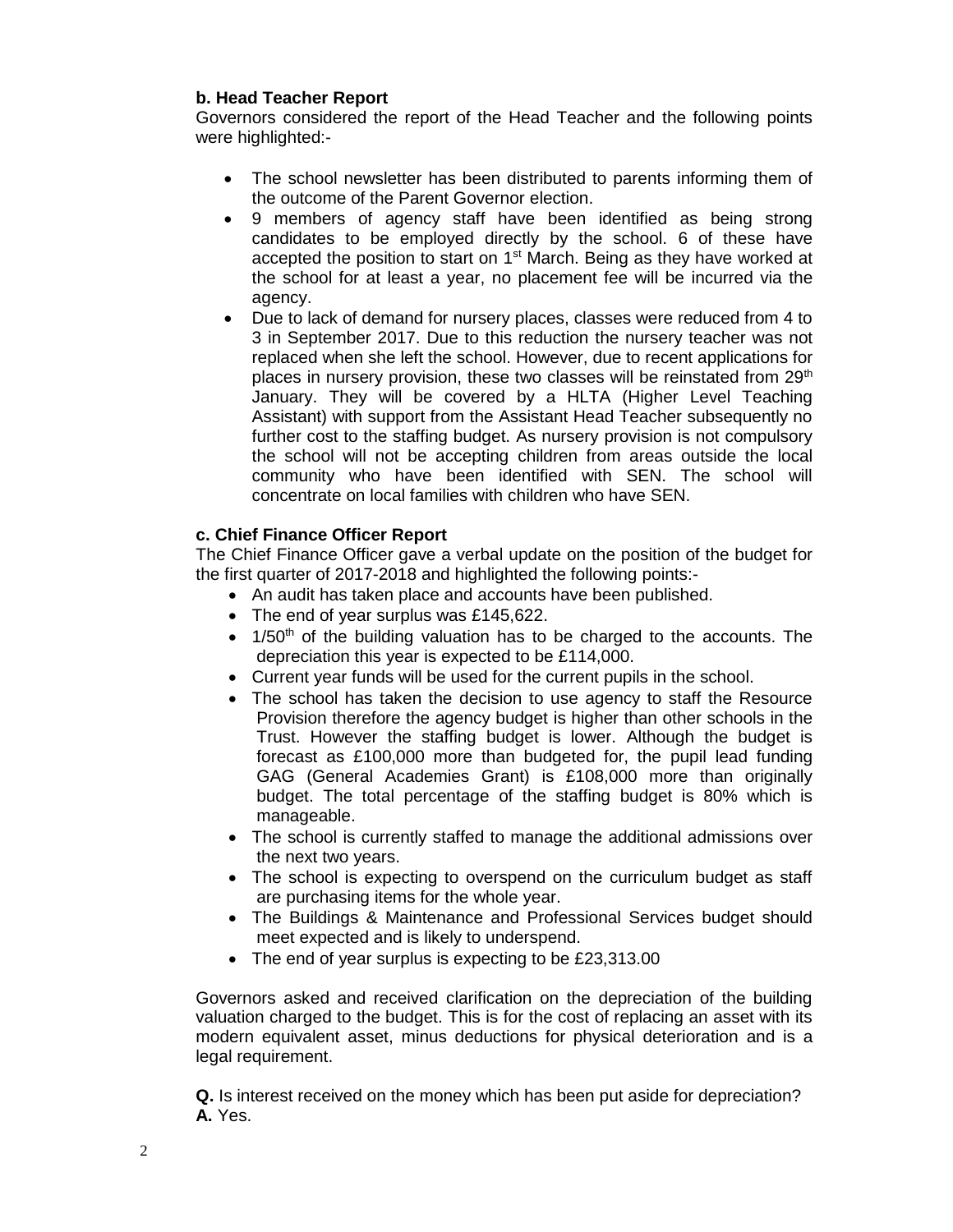**b. Head Teacher Report**

Governors considered the report of the Head Teacher and the following points were highlighted:-

- The school newsletter has been distributed to parents informing them of the outcome of the Parent Governor election.
- 9 members of agency staff have been identified as being strong candidates to be employed directly by the school. 6 of these have accepted the position to start on 1st March. Being as they have worked at the school for at least a year, no placement fee will be incurred via the agency.
- Due to lack of demand for nursery places, classes were reduced from 4 to 3 in September 2017. Due to this reduction the nursery teacher was not replaced when she left the school. However, due to recent applications for places in nursery provision, these two classes will be reinstated from 29th January. They will be covered by a HLTA (Higher Level Teaching Assistant) with support from the Assistant Head Teacher subsequently no further cost to the staffing budget. As nursery provision is not compulsory the school will not be accepting children from areas outside the local community who have been identified with SEN. The school will concentrate on local families with children who have SEN.

**c. Chief Finance Officer Report**

The Chief Finance Officer gave a verbal update on the position of the budget for the first quarter of 2017-2018 and highlighted the following points:-

- An audit has taken place and accounts have been published.
- The end of year surplus was £145,622.
- 1/50th of the building valuation has to be charged to the accounts. The depreciation this year is expected to be £114,000.
- Current year funds will be used for the current pupils in the school.
- The school has taken the decision to use agency to staff the Resource Provision therefore the agency budget is higher than other schools in the Trust. However the staffing budget is lower. Although the budget is forecast as £100,000 more than budgeted for, the pupil lead funding GAG (General Academies Grant) is £108,000 more than originally budget. The total percentage of the staffing budget is 80% which is manageable.
- The school is currently staffed to manage the additional admissions over the next two years.
- The school is expecting to overspend on the curriculum budget as staff are purchasing items for the whole year.
- The Buildings & Maintenance and Professional Services budget should meet expected and is likely to underspend.
- The end of year surplus is expecting to be £23,313.00

Governors asked and received clarification on the depreciation of the building valuation charged to the budget. This is for the cost of replacing an asset with its modern equivalent asset, minus deductions for physical deterioration and is a legal requirement.

**Q.** Is interest received on the money which has been put aside for depreciation?
**A.** Yes.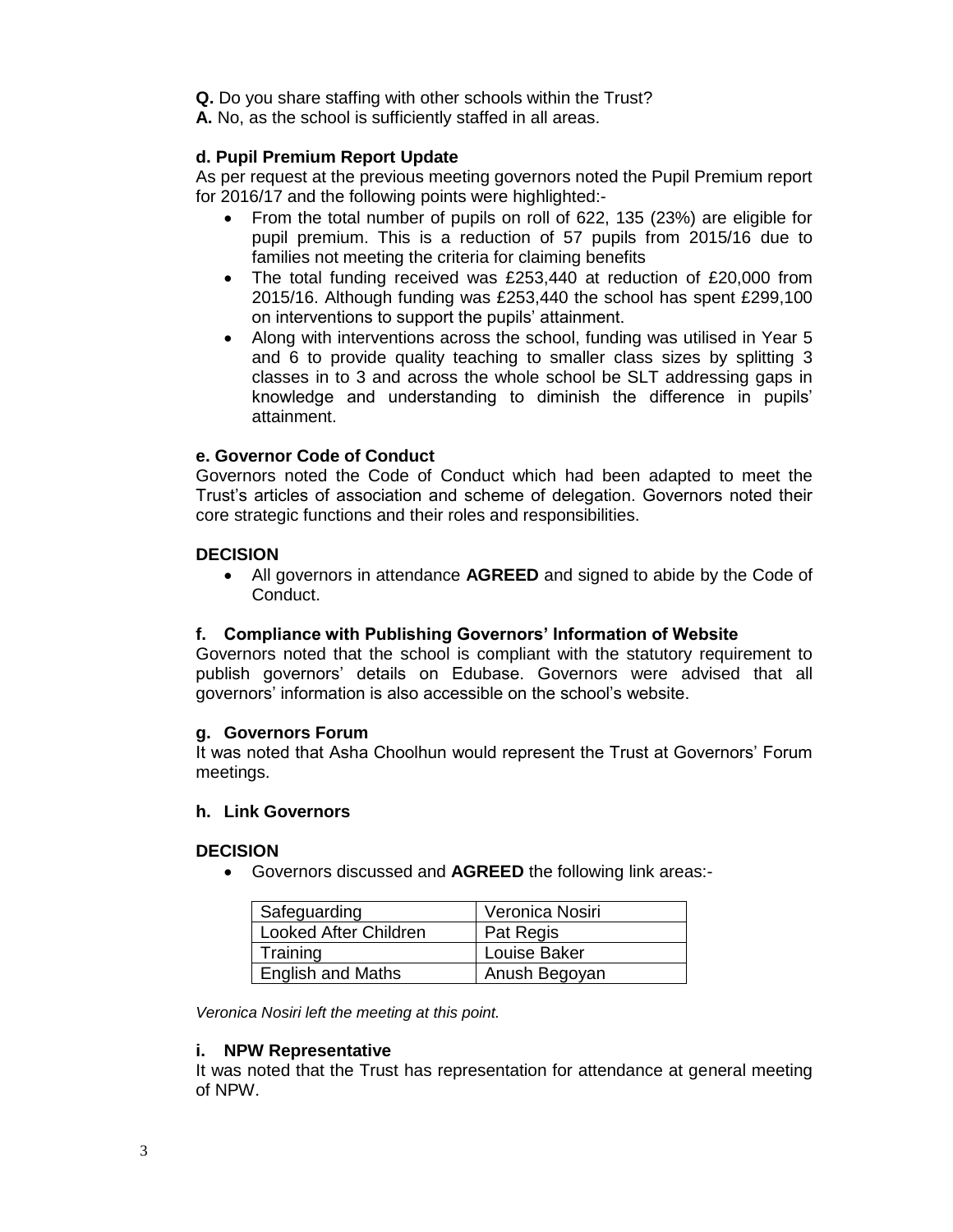**Q.** Do you share staffing with other schools within the Trust?
**A.** No, as the school is sufficiently staffed in all areas.

### d. Pupil Premium Report Update

As per request at the previous meeting governors noted the Pupil Premium report for 2016/17 and the following points were highlighted:-

- From the total number of pupils on roll of 622, 135 (23%) are eligible for pupil premium. This is a reduction of 57 pupils from 2015/16 due to families not meeting the criteria for claiming benefits
- The total funding received was £253,440 at reduction of £20,000 from 2015/16. Although funding was £253,440 the school has spent £299,100 on interventions to support the pupils' attainment.
- Along with interventions across the school, funding was utilised in Year 5 and 6 to provide quality teaching to smaller class sizes by splitting 3 classes in to 3 and across the whole school be SLT addressing gaps in knowledge and understanding to diminish the difference in pupils' attainment.

### e. Governor Code of Conduct

Governors noted the Code of Conduct which had been adapted to meet the Trust's articles of association and scheme of delegation. Governors noted their core strategic functions and their roles and responsibilities.

**DECISION**

- All governors in attendance **AGREED** and signed to abide by the Code of Conduct.

### f. Compliance with Publishing Governors' Information of Website

Governors noted that the school is compliant with the statutory requirement to publish governors' details on Edubase. Governors were advised that all governors' information is also accessible on the school's website.

### g. Governors Forum

It was noted that Asha Choolhun would represent the Trust at Governors' Forum meetings.

### h. Link Governors

**DECISION**

- Governors discussed and **AGREED** the following link areas:-

| Safeguarding | Veronica Nosiri |
|---|---|
| Looked After Children | Pat Regis |
| Training | Louise Baker |
| English and Maths | Anush Begoyan |

*Veronica Nosiri left the meeting at this point.*

### i. NPW Representative

It was noted that the Trust has representation for attendance at general meeting of NPW.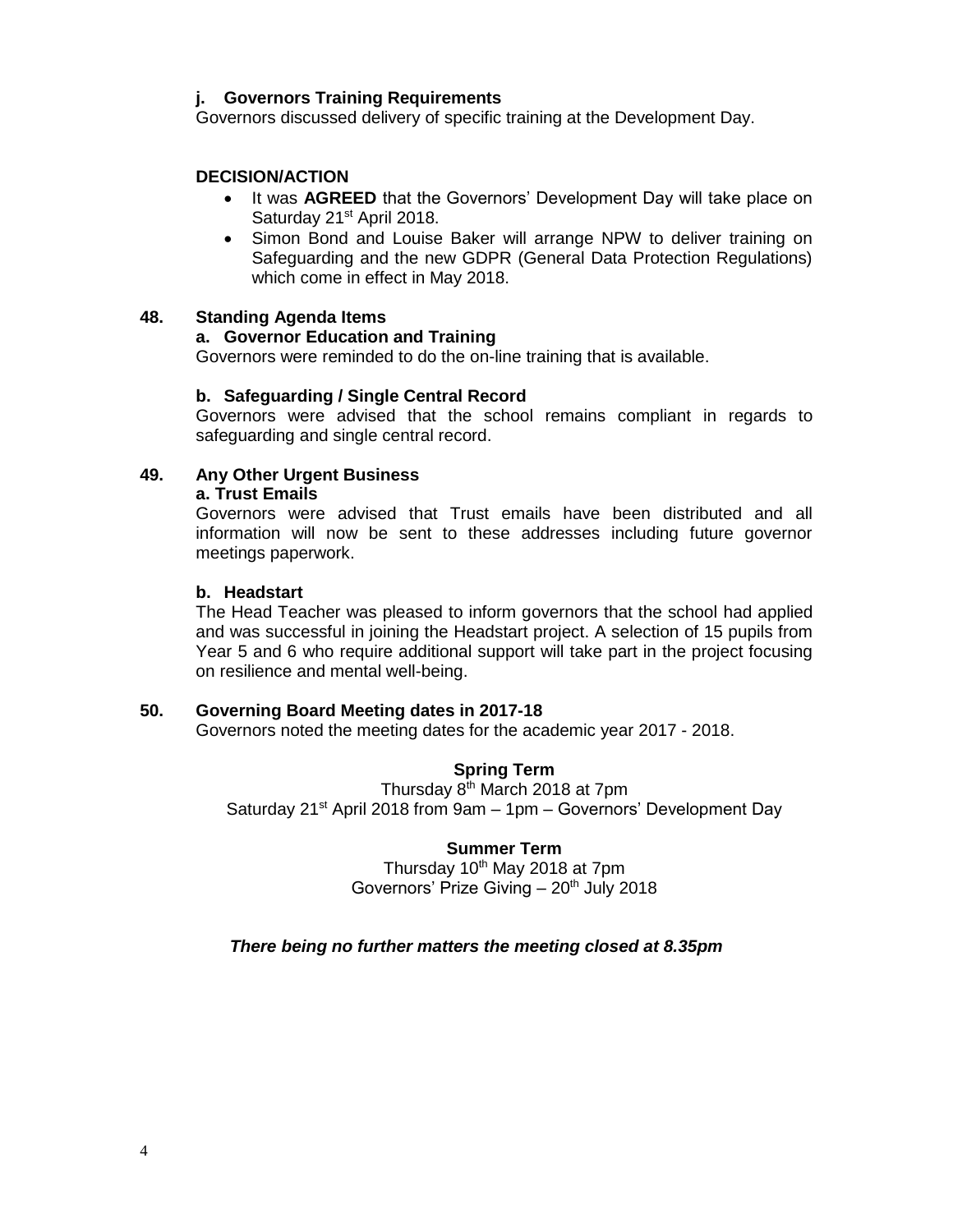**j. Governors Training Requirements**

Governors discussed delivery of specific training at the Development Day.

**DECISION/ACTION**

- It was **AGREED** that the Governors' Development Day will take place on Saturday 21st April 2018.
- Simon Bond and Louise Baker will arrange NPW to deliver training on Safeguarding and the new GDPR (General Data Protection Regulations) which come in effect in May 2018.

**48. Standing Agenda Items**

**a. Governor Education and Training**

Governors were reminded to do the on-line training that is available.

**b. Safeguarding / Single Central Record**

Governors were advised that the school remains compliant in regards to safeguarding and single central record.

**49. Any Other Urgent Business**

**a. Trust Emails**

Governors were advised that Trust emails have been distributed and all information will now be sent to these addresses including future governor meetings paperwork.

**b. Headstart**

The Head Teacher was pleased to inform governors that the school had applied and was successful in joining the Headstart project. A selection of 15 pupils from Year 5 and 6 who require additional support will take part in the project focusing on resilience and mental well-being.

**50. Governing Board Meeting dates in 2017-18**

Governors noted the meeting dates for the academic year 2017 - 2018.

**Spring Term**

Thursday 8th March 2018 at 7pm

Saturday 21st April 2018 from 9am – 1pm – Governors' Development Day

**Summer Term**

Thursday 10th May 2018 at 7pm

Governors' Prize Giving – 20th July 2018

***There being no further matters the meeting closed at 8.35pm***